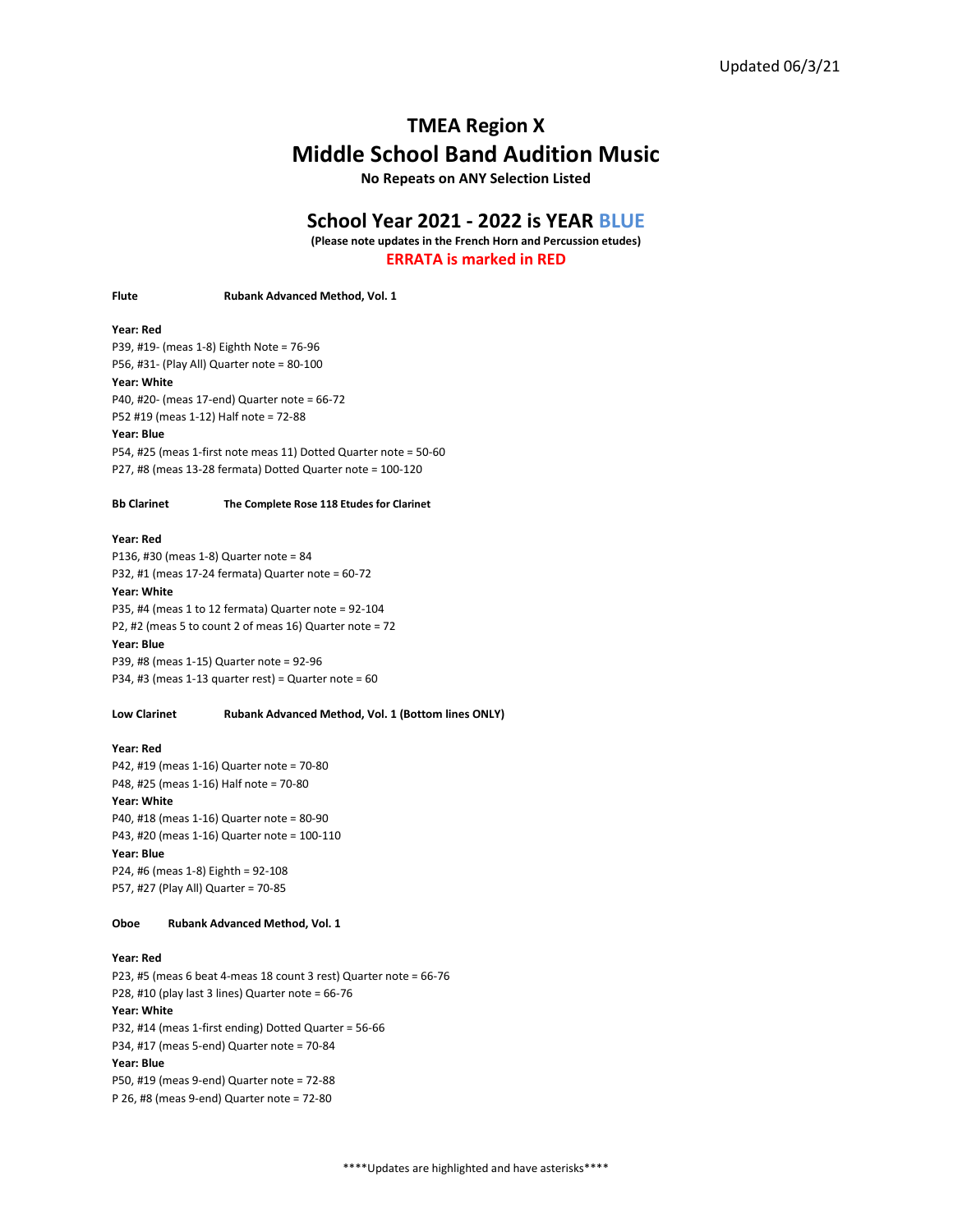Updated 06/3/21

# TMEA Region X
# Middle School Band Audition Music

**No Repeats on ANY Selection Listed**

## School Year 2021 - 2022 is YEAR BLUE

**(Please note updates in the French Horn and Percussion etudes)**

**ERRATA is marked in RED**

**Flute** **Rubank Advanced Method, Vol. 1**

**Year: Red**
P39, #19- (meas 1-8) Eighth Note = 76-96
P56, #31- (Play All) Quarter note = 80-100
**Year: White**
P40, #20- (meas 17-end) Quarter note = 66-72
P52 #19 (meas 1-12) Half note = 72-88
**Year: Blue**
P54, #25 (meas 1-first note meas 11) Dotted Quarter note = 50-60
P27, #8 (meas 13-28 fermata) Dotted Quarter note = 100-120

**Bb Clarinet** **The Complete Rose 118 Etudes for Clarinet**

**Year: Red**
P136, #30 (meas 1-8) Quarter note = 84
P32, #1 (meas 17-24 fermata) Quarter note = 60-72
**Year: White**
P35, #4 (meas 1 to 12 fermata) Quarter note = 92-104
P2, #2 (meas 5 to count 2 of meas 16) Quarter note = 72
**Year: Blue**
P39, #8 (meas 1-15) Quarter note = 92-96
P34, #3 (meas 1-13 quarter rest) = Quarter note = 60

**Low Clarinet** **Rubank Advanced Method, Vol. 1 (Bottom lines ONLY)**

**Year: Red**
P42, #19 (meas 1-16) Quarter note = 70-80
P48, #25 (meas 1-16) Half note = 70-80
**Year: White**
P40, #18 (meas 1-16) Quarter note = 80-90
P43, #20 (meas 1-16) Quarter note = 100-110
**Year: Blue**
P24, #6 (meas 1-8) Eighth = 92-108
P57, #27 (Play All) Quarter = 70-85

**Oboe** **Rubank Advanced Method, Vol. 1**

**Year: Red**
P23, #5 (meas 6 beat 4-meas 18 count 3 rest) Quarter note = 66-76
P28, #10 (play last 3 lines) Quarter note = 66-76
**Year: White**
P32, #14 (meas 1-first ending) Dotted Quarter = 56-66
P34, #17 (meas 5-end) Quarter note = 70-84
**Year: Blue**
P50, #19 (meas 9-end) Quarter note = 72-88
P 26, #8 (meas 9-end) Quarter note = 72-80

\*\*\*\*Updates are highlighted and have asterisks\*\*\*\*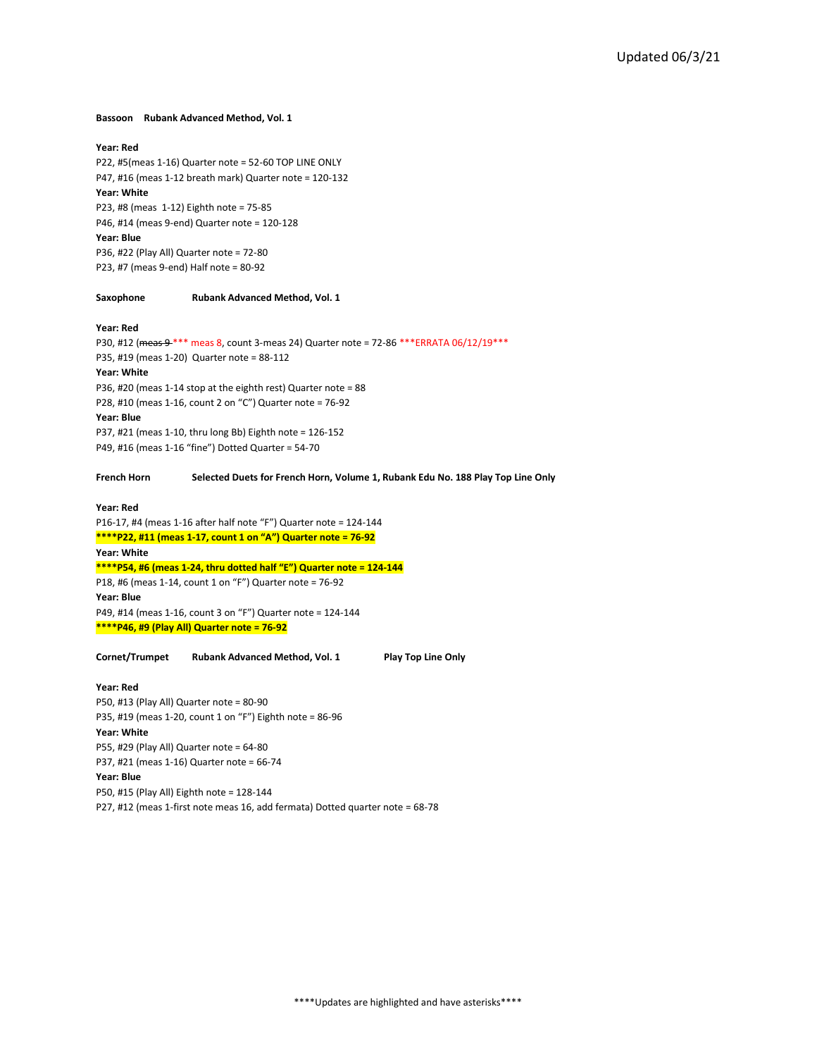Updated 06/3/21

**Bassoon Rubank Advanced Method, Vol. 1**

**Year: Red**
P22, #5(meas 1-16) Quarter note = 52-60 TOP LINE ONLY
P47, #16 (meas 1-12 breath mark) Quarter note = 120-132
**Year: White**
P23, #8 (meas 1-12) Eighth note = 75-85
P46, #14 (meas 9-end) Quarter note = 120-128
**Year: Blue**
P36, #22 (Play All) Quarter note = 72-80
P23, #7 (meas 9-end) Half note = 80-92

**Saxophone Rubank Advanced Method, Vol. 1**

**Year: Red**
P30, #12 (~~meas 9~~ *** meas 8, count 3-meas 24) Quarter note = 72-86 ***ERRATA 06/12/19***
P35, #19 (meas 1-20) Quarter note = 88-112
**Year: White**
P36, #20 (meas 1-14 stop at the eighth rest) Quarter note = 88
P28, #10 (meas 1-16, count 2 on "C") Quarter note = 76-92
**Year: Blue**
P37, #21 (meas 1-10, thru long Bb) Eighth note = 126-152
P49, #16 (meas 1-16 "fine") Dotted Quarter = 54-70

**French Horn Selected Duets for French Horn, Volume 1, Rubank Edu No. 188 Play Top Line Only**

**Year: Red**
P16-17, #4 (meas 1-16 after half note "F") Quarter note = 124-144
**\*\*\*\*P22, #11 (meas 1-17, count 1 on "A") Quarter note = 76-92**
**Year: White**
**\*\*\*\*P54, #6 (meas 1-24, thru dotted half "E") Quarter note = 124-144**
P18, #6 (meas 1-14, count 1 on "F") Quarter note = 76-92
**Year: Blue**
P49, #14 (meas 1-16, count 3 on "F") Quarter note = 124-144
**\*\*\*\*P46, #9 (Play All) Quarter note = 76-92**

**Cornet/Trumpet Rubank Advanced Method, Vol. 1 Play Top Line Only**

**Year: Red**
P50, #13 (Play All) Quarter note = 80-90
P35, #19 (meas 1-20, count 1 on "F") Eighth note = 86-96
**Year: White**
P55, #29 (Play All) Quarter note = 64-80
P37, #21 (meas 1-16) Quarter note = 66-74
**Year: Blue**
P50, #15 (Play All) Eighth note = 128-144
P27, #12 (meas 1-first note meas 16, add fermata) Dotted quarter note = 68-78

****Updates are highlighted and have asterisks****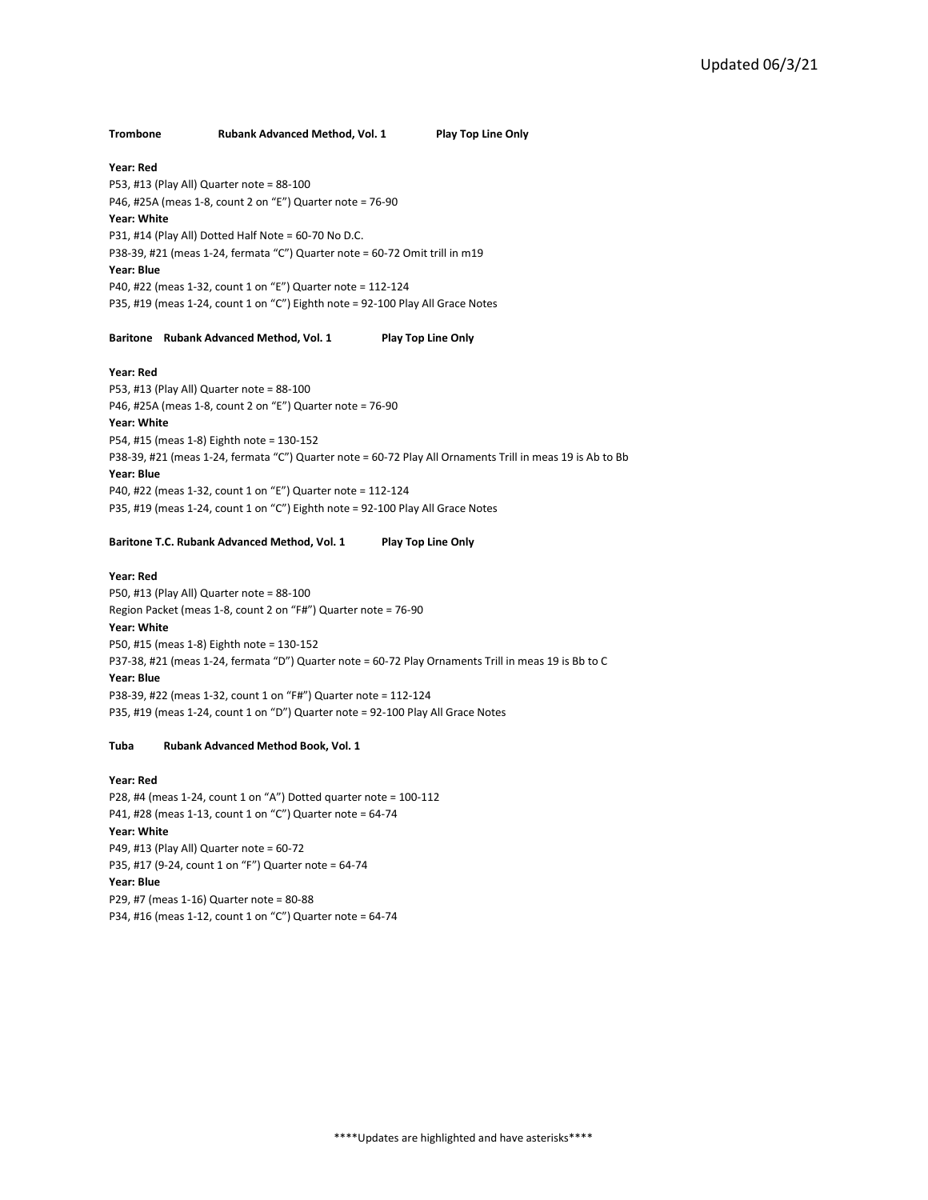Updated 06/3/21

**Trombone Rubank Advanced Method, Vol. 1 Play Top Line Only**

**Year: Red**
P53, #13 (Play All) Quarter note = 88-100
P46, #25A (meas 1-8, count 2 on "E") Quarter note = 76-90
**Year: White**
P31, #14 (Play All) Dotted Half Note = 60-70 No D.C.
P38-39, #21 (meas 1-24, fermata "C") Quarter note = 60-72 Omit trill in m19
**Year: Blue**
P40, #22 (meas 1-32, count 1 on "E") Quarter note = 112-124
P35, #19 (meas 1-24, count 1 on "C") Eighth note = 92-100 Play All Grace Notes

**Baritone Rubank Advanced Method, Vol. 1 Play Top Line Only**

**Year: Red**
P53, #13 (Play All) Quarter note = 88-100
P46, #25A (meas 1-8, count 2 on "E") Quarter note = 76-90
**Year: White**
P54, #15 (meas 1-8) Eighth note = 130-152
P38-39, #21 (meas 1-24, fermata "C") Quarter note = 60-72 Play All Ornaments Trill in meas 19 is Ab to Bb
**Year: Blue**
P40, #22 (meas 1-32, count 1 on "E") Quarter note = 112-124
P35, #19 (meas 1-24, count 1 on "C") Eighth note = 92-100 Play All Grace Notes

**Baritone T.C. Rubank Advanced Method, Vol. 1 Play Top Line Only**

**Year: Red**
P50, #13 (Play All) Quarter note = 88-100
Region Packet (meas 1-8, count 2 on "F#") Quarter note = 76-90
**Year: White**
P50, #15 (meas 1-8) Eighth note = 130-152
P37-38, #21 (meas 1-24, fermata "D") Quarter note = 60-72 Play Ornaments Trill in meas 19 is Bb to C
**Year: Blue**
P38-39, #22 (meas 1-32, count 1 on "F#") Quarter note = 112-124
P35, #19 (meas 1-24, count 1 on "D") Quarter note = 92-100 Play All Grace Notes

**Tuba Rubank Advanced Method Book, Vol. 1**

**Year: Red**
P28, #4 (meas 1-24, count 1 on "A") Dotted quarter note = 100-112
P41, #28 (meas 1-13, count 1 on "C") Quarter note = 64-74
**Year: White**
P49, #13 (Play All) Quarter note = 60-72
P35, #17 (9-24, count 1 on "F") Quarter note = 64-74
**Year: Blue**
P29, #7 (meas 1-16) Quarter note = 80-88
P34, #16 (meas 1-12, count 1 on "C") Quarter note = 64-74

****Updates are highlighted and have asterisks****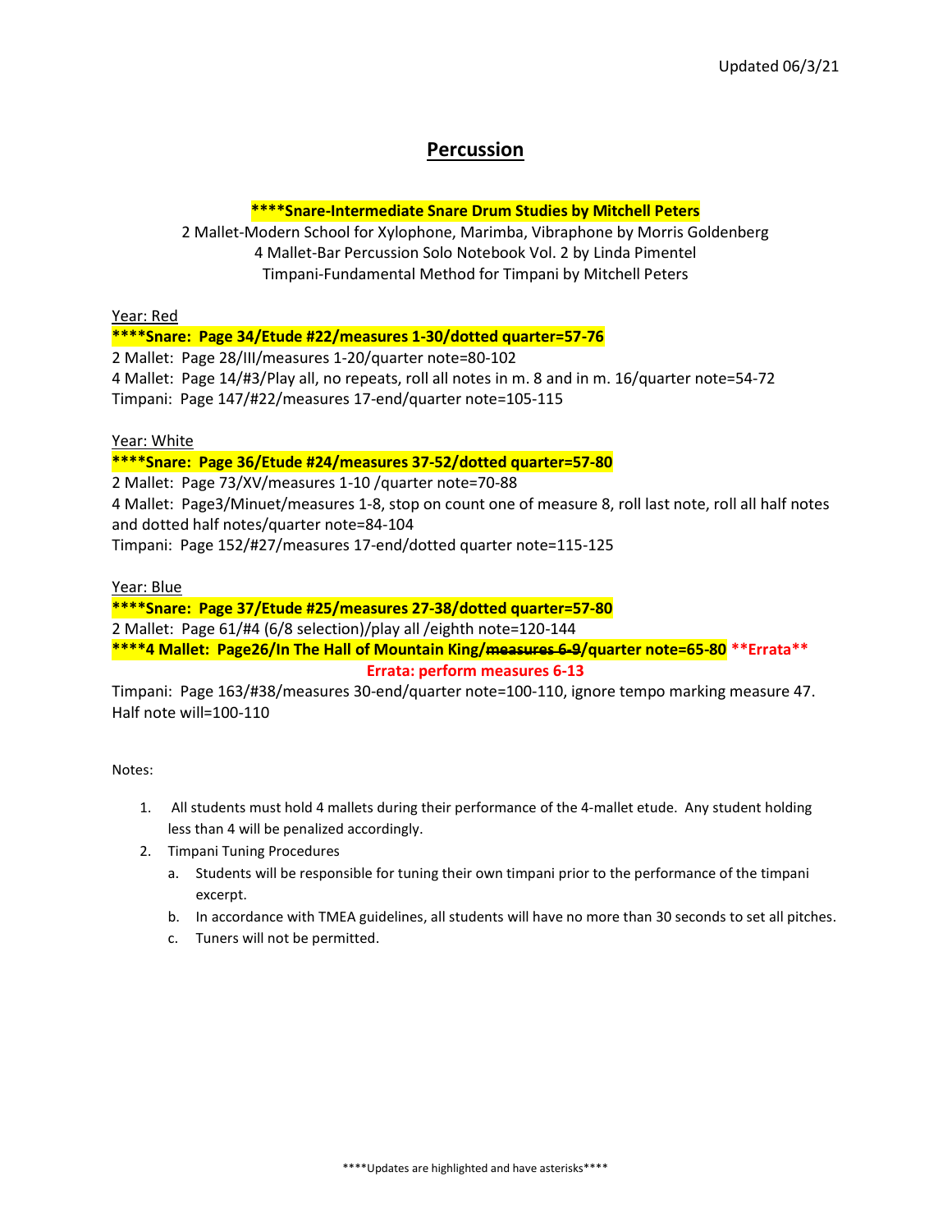Updated 06/3/21

# Percussion

**\*\*\*\*Snare-Intermediate Snare Drum Studies by Mitchell Peters**

2 Mallet-Modern School for Xylophone, Marimba, Vibraphone by Morris Goldenberg
4 Mallet-Bar Percussion Solo Notebook Vol. 2 by Linda Pimentel
Timpani-Fundamental Method for Timpani by Mitchell Peters

Year: Red

**\*\*\*\*Snare: Page 34/Etude #22/measures 1-30/dotted quarter=57-76**
2 Mallet: Page 28/III/measures 1-20/quarter note=80-102
4 Mallet: Page 14/#3/Play all, no repeats, roll all notes in m. 8 and in m. 16/quarter note=54-72
Timpani: Page 147/#22/measures 17-end/quarter note=105-115

Year: White

**\*\*\*\*Snare: Page 36/Etude #24/measures 37-52/dotted quarter=57-80**
2 Mallet: Page 73/XV/measures 1-10 /quarter note=70-88
4 Mallet: Page3/Minuet/measures 1-8, stop on count one of measure 8, roll last note, roll all half notes and dotted half notes/quarter note=84-104
Timpani: Page 152/#27/measures 17-end/dotted quarter note=115-125

Year: Blue

**\*\*\*\*Snare: Page 37/Etude #25/measures 27-38/dotted quarter=57-80**
2 Mallet: Page 61/#4 (6/8 selection)/play all /eighth note=120-144
**\*\*\*\*4 Mallet: Page26/In The Hall of Mountain King/~~measures 6-9~~/quarter note=65-80** **\*\*Errata\*\***

**Errata: perform measures 6-13**

Timpani: Page 163/#38/measures 30-end/quarter note=100-110, ignore tempo marking measure 47. Half note will=100-110

Notes:

1. All students must hold 4 mallets during their performance of the 4-mallet etude. Any student holding less than 4 will be penalized accordingly.
2. Timpani Tuning Procedures
   a. Students will be responsible for tuning their own timpani prior to the performance of the timpani excerpt.
   b. In accordance with TMEA guidelines, all students will have no more than 30 seconds to set all pitches.
   c. Tuners will not be permitted.

\*\*\*\*Updates are highlighted and have asterisks\*\*\*\*